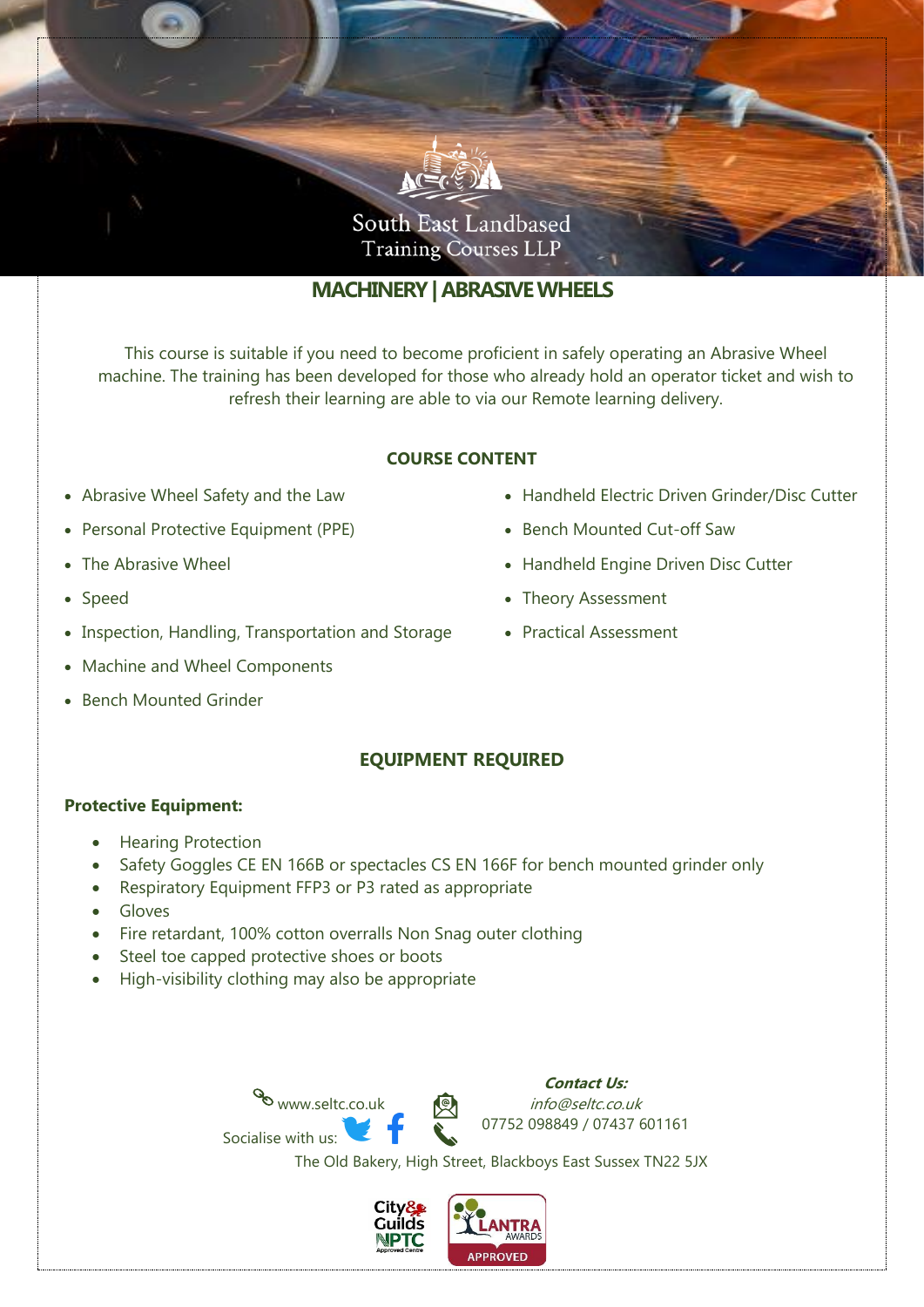South East Landbased
Training Courses LLP

# MACHINERY | ABRASIVE WHEELS

This course is suitable if you need to become proficient in safely operating an Abrasive Wheel machine. The training has been developed for those who already hold an operator ticket and wish to refresh their learning are able to via our Remote learning delivery.

## COURSE CONTENT

- Abrasive Wheel Safety and the Law
- Personal Protective Equipment (PPE)
- The Abrasive Wheel
- Speed
- Inspection, Handling, Transportation and Storage
- Machine and Wheel Components
- Bench Mounted Grinder
- Handheld Electric Driven Grinder/Disc Cutter
- Bench Mounted Cut-off Saw
- Handheld Engine Driven Disc Cutter
- Theory Assessment
- Practical Assessment

## EQUIPMENT REQUIRED

**Protective Equipment:**

- Hearing Protection
- Safety Goggles CE EN 166B or spectacles CS EN 166F for bench mounted grinder only
- Respiratory Equipment FFP3 or P3 rated as appropriate
- Gloves
- Fire retardant, 100% cotton overralls Non Snag outer clothing
- Steel toe capped protective shoes or boots
- High-visibility clothing may also be appropriate

www.seltc.co.uk

Socialise with us:

***Contact Us:***
*info@seltc.co.uk*
07752 098849 / 07437 601161

The Old Bakery, High Street, Blackboys East Sussex TN22 5JX

City & Guilds NPTC Approved Centre

LANTRA AWARDS APPROVED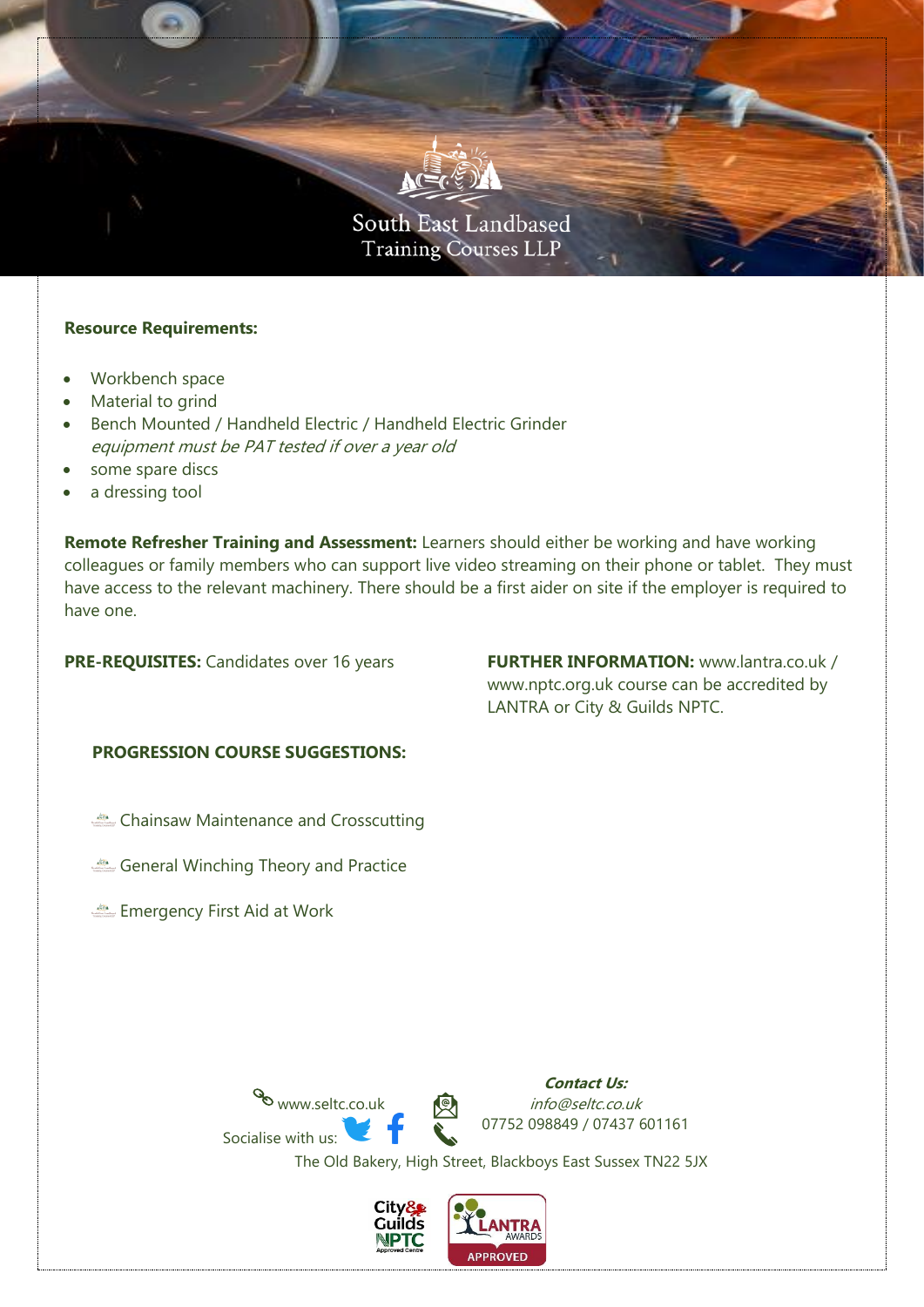South East Landbased Training Courses LLP

**Resource Requirements:**

- Workbench space
- Material to grind
- Bench Mounted / Handheld Electric / Handheld Electric Grinder
  *equipment must be PAT tested if over a year old*
- some spare discs
- a dressing tool

**Remote Refresher Training and Assessment:** Learners should either be working and have working colleagues or family members who can support live video streaming on their phone or tablet. They must have access to the relevant machinery. There should be a first aider on site if the employer is required to have one.

**PRE-REQUISITES:** Candidates over 16 years

**FURTHER INFORMATION:** www.lantra.co.uk / www.nptc.org.uk course can be accredited by LANTRA or City & Guilds NPTC.

**PROGRESSION COURSE SUGGESTIONS:**

- Chainsaw Maintenance and Crosscutting
- General Winching Theory and Practice
- Emergency First Aid at Work

www.seltc.co.uk

Socialise with us:

***Contact Us:***

*info@seltc.co.uk*

07752 098849 / 07437 601161

The Old Bakery, High Street, Blackboys East Sussex TN22 5JX